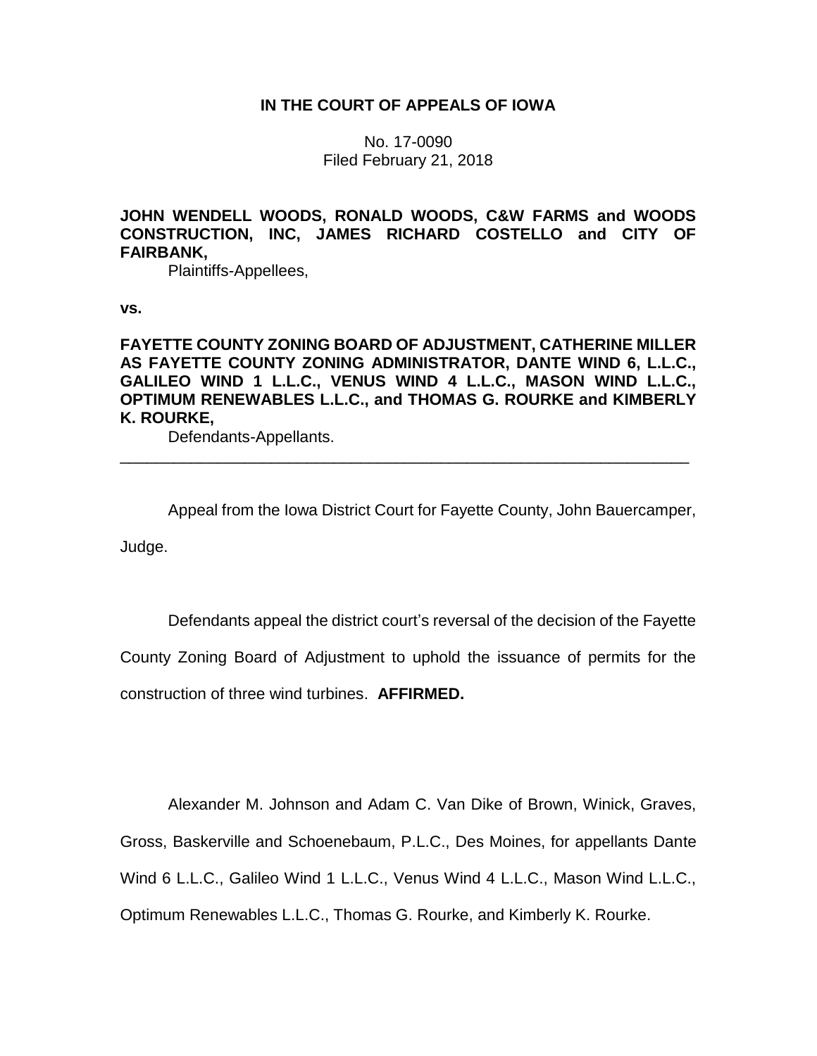**IN THE COURT OF APPEALS OF IOWA**

No. 17-0090
Filed February 21, 2018

**JOHN WENDELL WOODS, RONALD WOODS, C&W FARMS and WOODS CONSTRUCTION, INC, JAMES RICHARD COSTELLO and CITY OF FAIRBANK,**
Plaintiffs-Appellees,

**vs.**

**FAYETTE COUNTY ZONING BOARD OF ADJUSTMENT, CATHERINE MILLER AS FAYETTE COUNTY ZONING ADMINISTRATOR, DANTE WIND 6, L.L.C., GALILEO WIND 1 L.L.C., VENUS WIND 4 L.L.C., MASON WIND L.L.C., OPTIMUM RENEWABLES L.L.C., and THOMAS G. ROURKE and KIMBERLY K. ROURKE,**
Defendants-Appellants.

---

Appeal from the Iowa District Court for Fayette County, John Bauercamper, Judge.

Defendants appeal the district court's reversal of the decision of the Fayette County Zoning Board of Adjustment to uphold the issuance of permits for the construction of three wind turbines. **AFFIRMED.**

Alexander M. Johnson and Adam C. Van Dike of Brown, Winick, Graves, Gross, Baskerville and Schoenebaum, P.L.C., Des Moines, for appellants Dante Wind 6 L.L.C., Galileo Wind 1 L.L.C., Venus Wind 4 L.L.C., Mason Wind L.L.C., Optimum Renewables L.L.C., Thomas G. Rourke, and Kimberly K. Rourke.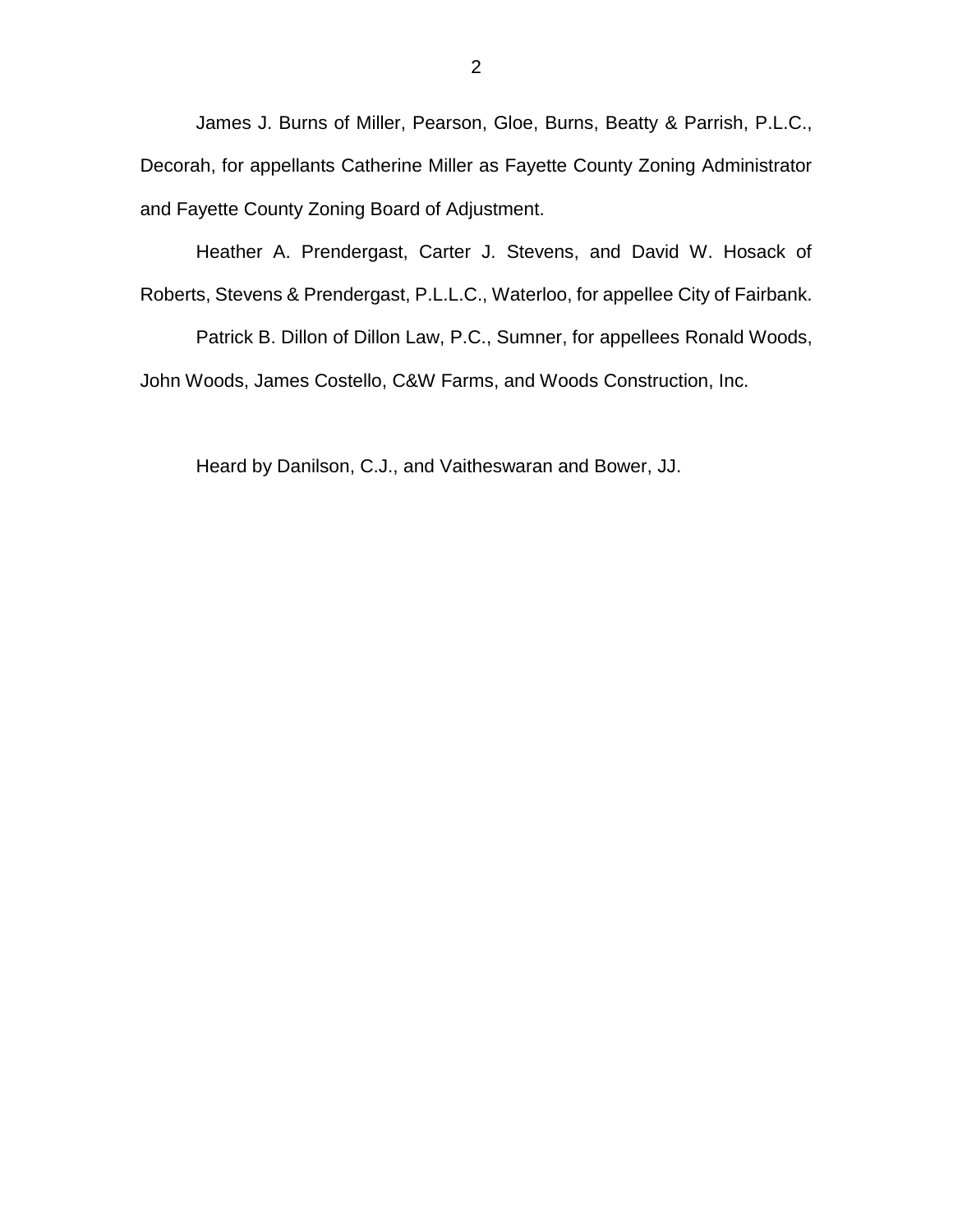James J. Burns of Miller, Pearson, Gloe, Burns, Beatty & Parrish, P.L.C., Decorah, for appellants Catherine Miller as Fayette County Zoning Administrator and Fayette County Zoning Board of Adjustment.

Heather A. Prendergast, Carter J. Stevens, and David W. Hosack of Roberts, Stevens & Prendergast, P.L.L.C., Waterloo, for appellee City of Fairbank.

Patrick B. Dillon of Dillon Law, P.C., Sumner, for appellees Ronald Woods, John Woods, James Costello, C&W Farms, and Woods Construction, Inc.

Heard by Danilson, C.J., and Vaitheswaran and Bower, JJ.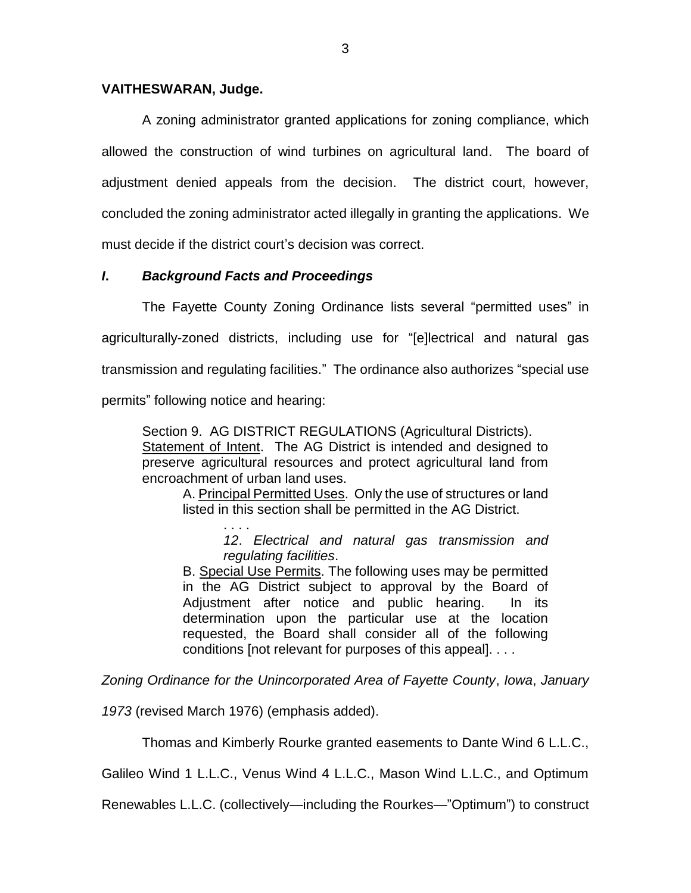**VAITHESWARAN, Judge.**

A zoning administrator granted applications for zoning compliance, which allowed the construction of wind turbines on agricultural land. The board of adjustment denied appeals from the decision. The district court, however, concluded the zoning administrator acted illegally in granting the applications. We must decide if the district court's decision was correct.

### *I. Background Facts and Proceedings*

The Fayette County Zoning Ordinance lists several "permitted uses" in agriculturally-zoned districts, including use for "[e]lectrical and natural gas transmission and regulating facilities." The ordinance also authorizes "special use permits" following notice and hearing:

> Section 9. AG DISTRICT REGULATIONS (Agricultural Districts).
> <u>Statement of Intent</u>. The AG District is intended and designed to preserve agricultural resources and protect agricultural land from encroachment of urban land uses.
>
> > A. <u>Principal Permitted Uses</u>. Only the use of structures or land listed in this section shall be permitted in the AG District.
> >
> > > . . . .
> > > *12*. *Electrical and natural gas transmission and regulating facilities*.
> >
> > B. <u>Special Use Permits</u>. The following uses may be permitted in the AG District subject to approval by the Board of Adjustment after notice and public hearing. In its determination upon the particular use at the location requested, the Board shall consider all of the following conditions [not relevant for purposes of this appeal]. . . .

*Zoning Ordinance for the Unincorporated Area of Fayette County*, *Iowa*, *January 1973* (revised March 1976) (emphasis added).

Thomas and Kimberly Rourke granted easements to Dante Wind 6 L.L.C., Galileo Wind 1 L.L.C., Venus Wind 4 L.L.C., Mason Wind L.L.C., and Optimum Renewables L.L.C. (collectively—including the Rourkes—"Optimum") to construct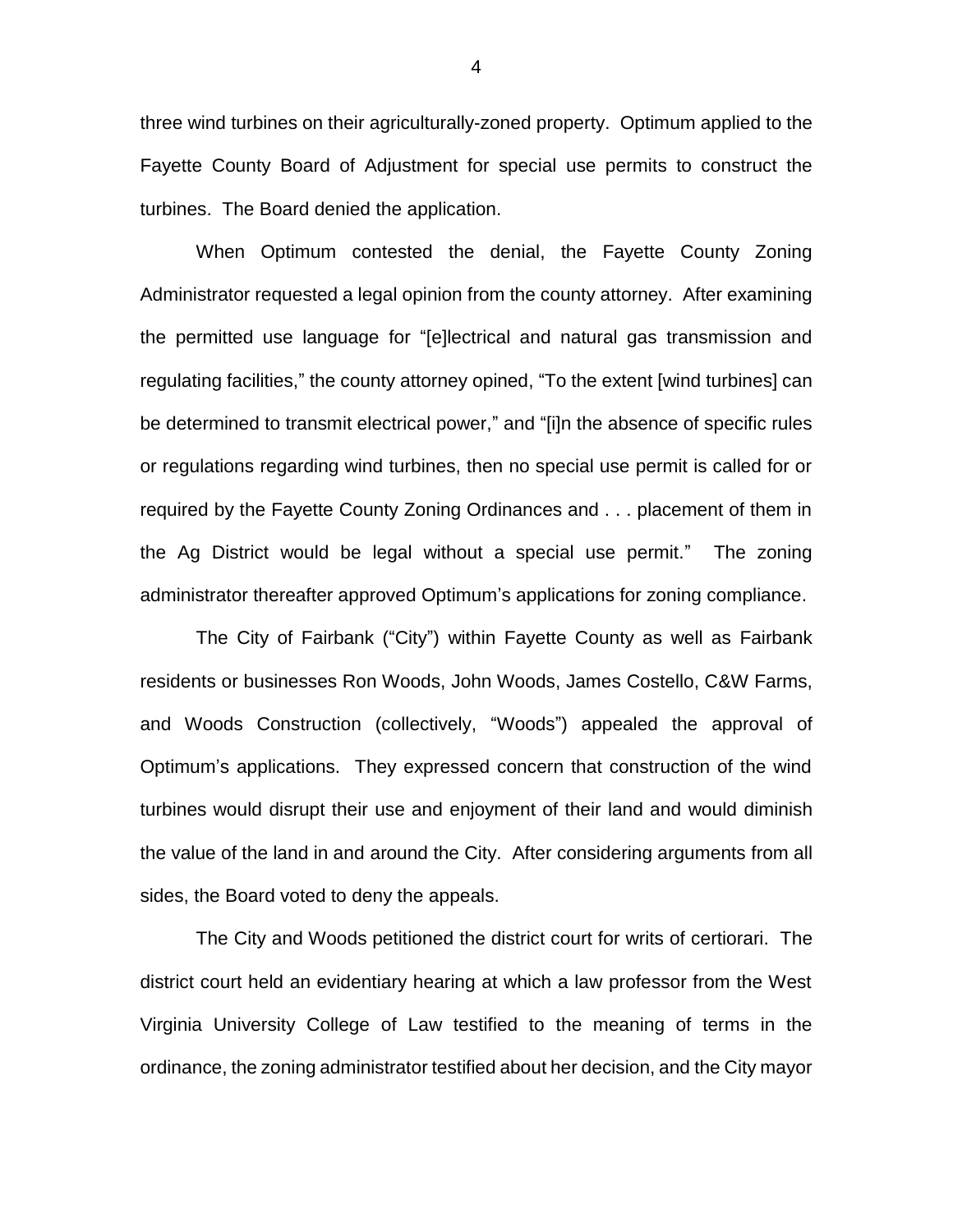three wind turbines on their agriculturally-zoned property. Optimum applied to the Fayette County Board of Adjustment for special use permits to construct the turbines. The Board denied the application.

When Optimum contested the denial, the Fayette County Zoning Administrator requested a legal opinion from the county attorney. After examining the permitted use language for "[e]lectrical and natural gas transmission and regulating facilities," the county attorney opined, "To the extent [wind turbines] can be determined to transmit electrical power," and "[i]n the absence of specific rules or regulations regarding wind turbines, then no special use permit is called for or required by the Fayette County Zoning Ordinances and . . . placement of them in the Ag District would be legal without a special use permit." The zoning administrator thereafter approved Optimum's applications for zoning compliance.

The City of Fairbank ("City") within Fayette County as well as Fairbank residents or businesses Ron Woods, John Woods, James Costello, C&W Farms, and Woods Construction (collectively, "Woods") appealed the approval of Optimum's applications. They expressed concern that construction of the wind turbines would disrupt their use and enjoyment of their land and would diminish the value of the land in and around the City. After considering arguments from all sides, the Board voted to deny the appeals.

The City and Woods petitioned the district court for writs of certiorari. The district court held an evidentiary hearing at which a law professor from the West Virginia University College of Law testified to the meaning of terms in the ordinance, the zoning administrator testified about her decision, and the City mayor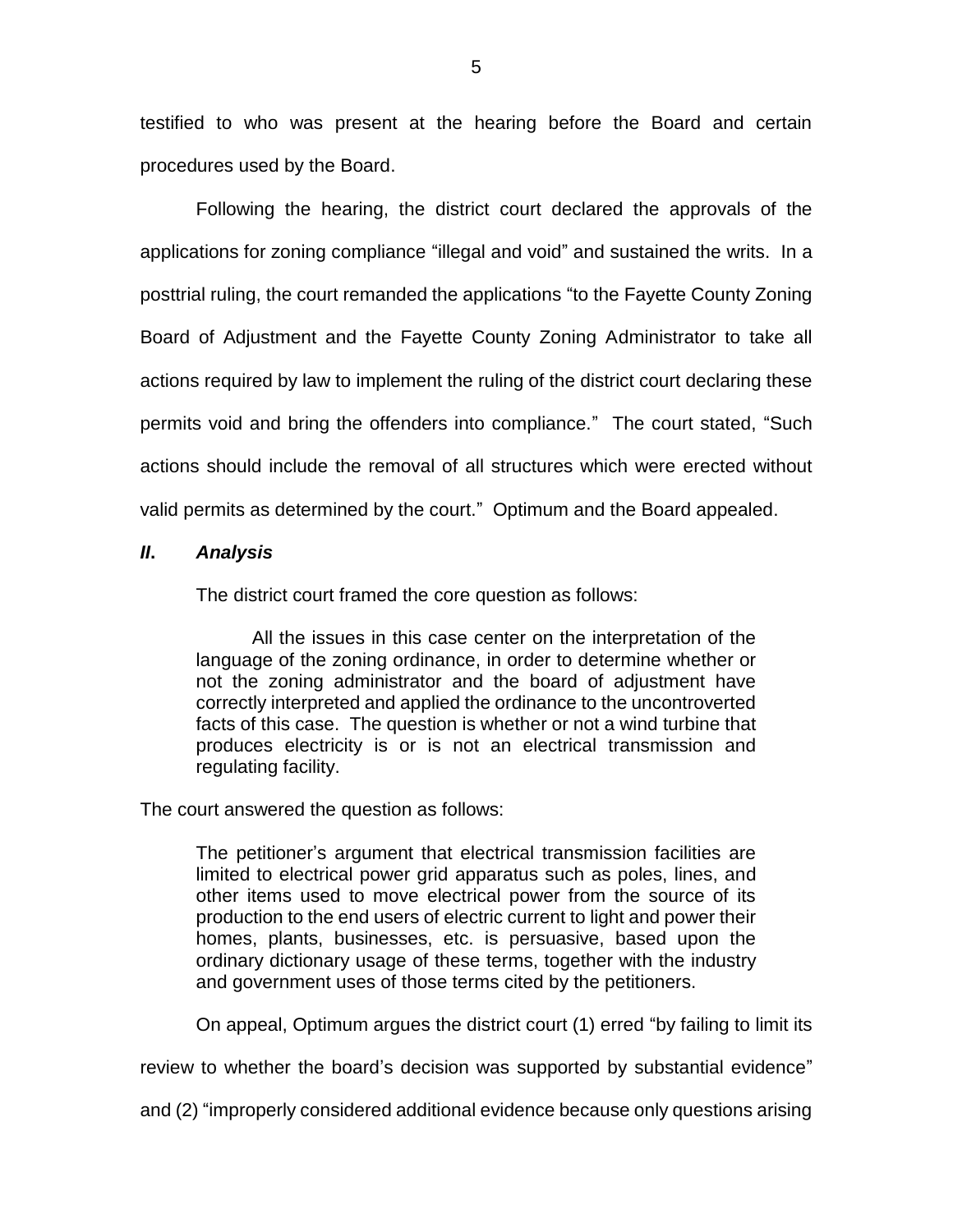testified to who was present at the hearing before the Board and certain procedures used by the Board.

Following the hearing, the district court declared the approvals of the applications for zoning compliance "illegal and void" and sustained the writs. In a posttrial ruling, the court remanded the applications "to the Fayette County Zoning Board of Adjustment and the Fayette County Zoning Administrator to take all actions required by law to implement the ruling of the district court declaring these permits void and bring the offenders into compliance." The court stated, "Such actions should include the removal of all structures which were erected without valid permits as determined by the court." Optimum and the Board appealed.

### *II. Analysis*

The district court framed the core question as follows:

> All the issues in this case center on the interpretation of the language of the zoning ordinance, in order to determine whether or not the zoning administrator and the board of adjustment have correctly interpreted and applied the ordinance to the uncontroverted facts of this case. The question is whether or not a wind turbine that produces electricity is or is not an electrical transmission and regulating facility.

The court answered the question as follows:

> The petitioner's argument that electrical transmission facilities are limited to electrical power grid apparatus such as poles, lines, and other items used to move electrical power from the source of its production to the end users of electric current to light and power their homes, plants, businesses, etc. is persuasive, based upon the ordinary dictionary usage of these terms, together with the industry and government uses of those terms cited by the petitioners.

On appeal, Optimum argues the district court (1) erred "by failing to limit its review to whether the board's decision was supported by substantial evidence" and (2) "improperly considered additional evidence because only questions arising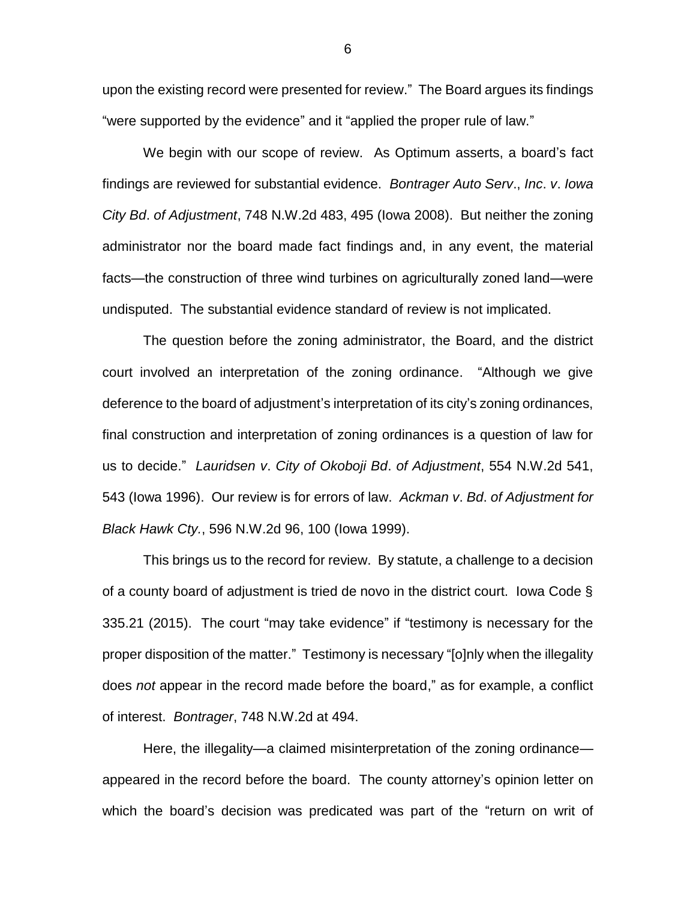upon the existing record were presented for review." The Board argues its findings "were supported by the evidence" and it "applied the proper rule of law."

We begin with our scope of review. As Optimum asserts, a board's fact findings are reviewed for substantial evidence. *Bontrager Auto Serv*., *Inc*. *v*. *Iowa City Bd*. *of Adjustment*, 748 N.W.2d 483, 495 (Iowa 2008). But neither the zoning administrator nor the board made fact findings and, in any event, the material facts—the construction of three wind turbines on agriculturally zoned land—were undisputed. The substantial evidence standard of review is not implicated.

The question before the zoning administrator, the Board, and the district court involved an interpretation of the zoning ordinance. "Although we give deference to the board of adjustment's interpretation of its city's zoning ordinances, final construction and interpretation of zoning ordinances is a question of law for us to decide." *Lauridsen v*. *City of Okoboji Bd*. *of Adjustment*, 554 N.W.2d 541, 543 (Iowa 1996). Our review is for errors of law. *Ackman v*. *Bd*. *of Adjustment for Black Hawk Cty*., 596 N.W.2d 96, 100 (Iowa 1999).

This brings us to the record for review. By statute, a challenge to a decision of a county board of adjustment is tried de novo in the district court. Iowa Code § 335.21 (2015). The court "may take evidence" if "testimony is necessary for the proper disposition of the matter." Testimony is necessary "[o]nly when the illegality does *not* appear in the record made before the board," as for example, a conflict of interest. *Bontrager*, 748 N.W.2d at 494.

Here, the illegality—a claimed misinterpretation of the zoning ordinance—appeared in the record before the board. The county attorney's opinion letter on which the board's decision was predicated was part of the "return on writ of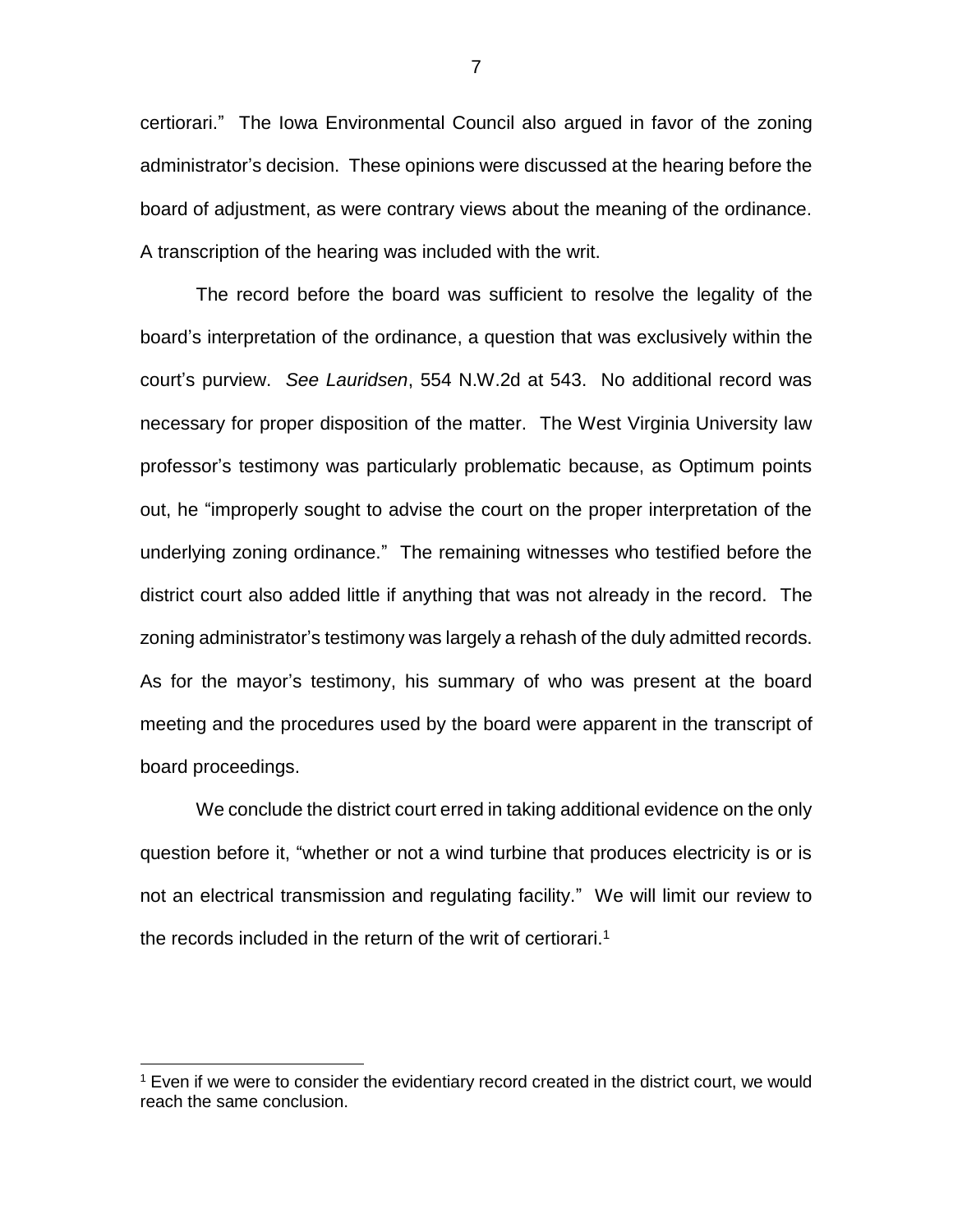certiorari." The Iowa Environmental Council also argued in favor of the zoning administrator's decision. These opinions were discussed at the hearing before the board of adjustment, as were contrary views about the meaning of the ordinance. A transcription of the hearing was included with the writ.

The record before the board was sufficient to resolve the legality of the board's interpretation of the ordinance, a question that was exclusively within the court's purview. *See Lauridsen*, 554 N.W.2d at 543. No additional record was necessary for proper disposition of the matter. The West Virginia University law professor's testimony was particularly problematic because, as Optimum points out, he "improperly sought to advise the court on the proper interpretation of the underlying zoning ordinance." The remaining witnesses who testified before the district court also added little if anything that was not already in the record. The zoning administrator's testimony was largely a rehash of the duly admitted records. As for the mayor's testimony, his summary of who was present at the board meeting and the procedures used by the board were apparent in the transcript of board proceedings.

We conclude the district court erred in taking additional evidence on the only question before it, "whether or not a wind turbine that produces electricity is or is not an electrical transmission and regulating facility." We will limit our review to the records included in the return of the writ of certiorari.[1]

[1] Even if we were to consider the evidentiary record created in the district court, we would reach the same conclusion.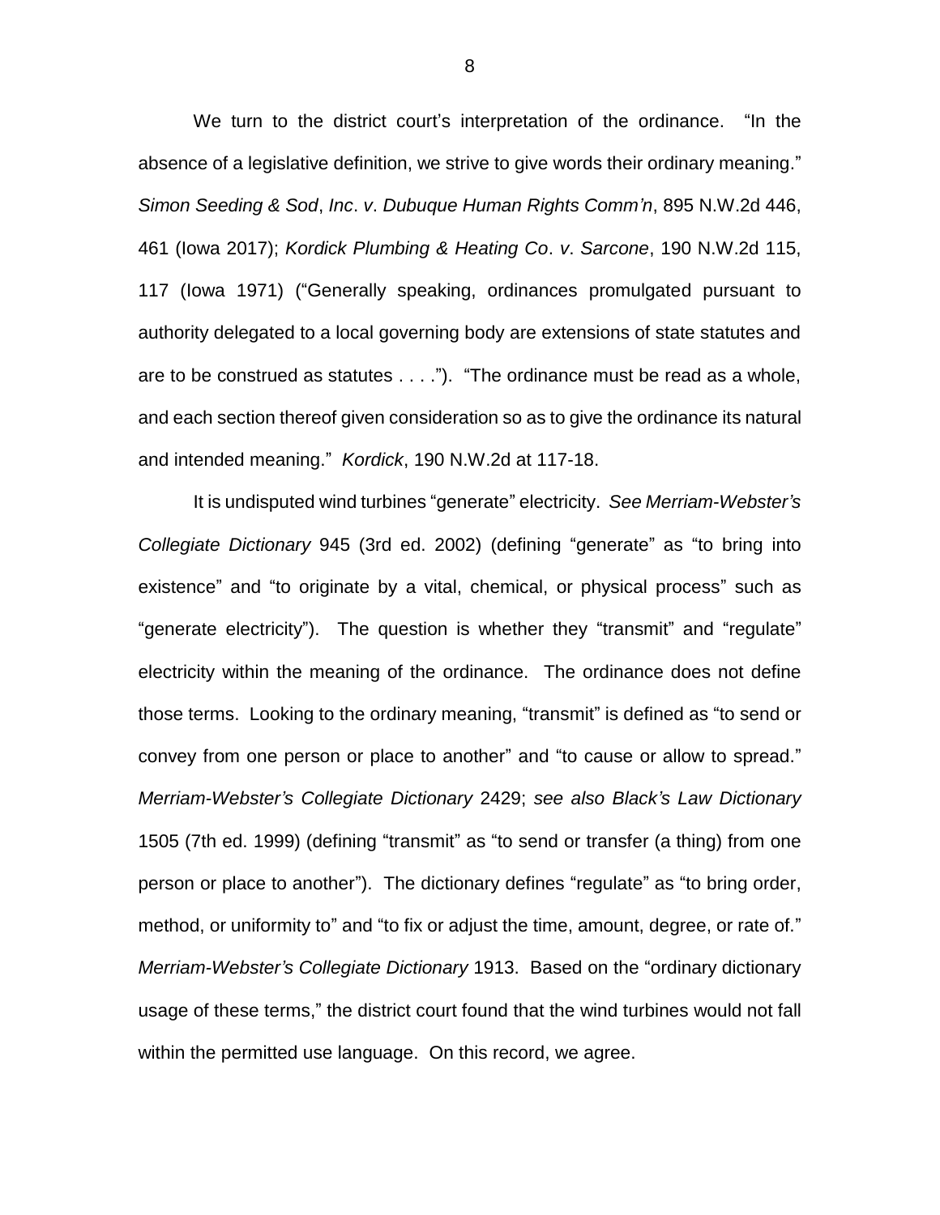We turn to the district court's interpretation of the ordinance. "In the absence of a legislative definition, we strive to give words their ordinary meaning." *Simon Seeding & Sod*, *Inc*. *v*. *Dubuque Human Rights Comm'n*, 895 N.W.2d 446, 461 (Iowa 2017); *Kordick Plumbing & Heating Co*. *v*. *Sarcone*, 190 N.W.2d 115, 117 (Iowa 1971) ("Generally speaking, ordinances promulgated pursuant to authority delegated to a local governing body are extensions of state statutes and are to be construed as statutes . . . ."). "The ordinance must be read as a whole, and each section thereof given consideration so as to give the ordinance its natural and intended meaning." *Kordick*, 190 N.W.2d at 117-18.

It is undisputed wind turbines "generate" electricity. *See Merriam-Webster's Collegiate Dictionary* 945 (3rd ed. 2002) (defining "generate" as "to bring into existence" and "to originate by a vital, chemical, or physical process" such as "generate electricity"). The question is whether they "transmit" and "regulate" electricity within the meaning of the ordinance. The ordinance does not define those terms. Looking to the ordinary meaning, "transmit" is defined as "to send or convey from one person or place to another" and "to cause or allow to spread." *Merriam-Webster's Collegiate Dictionary* 2429; *see also Black's Law Dictionary* 1505 (7th ed. 1999) (defining "transmit" as "to send or transfer (a thing) from one person or place to another"). The dictionary defines "regulate" as "to bring order, method, or uniformity to" and "to fix or adjust the time, amount, degree, or rate of." *Merriam-Webster's Collegiate Dictionary* 1913. Based on the "ordinary dictionary usage of these terms," the district court found that the wind turbines would not fall within the permitted use language. On this record, we agree.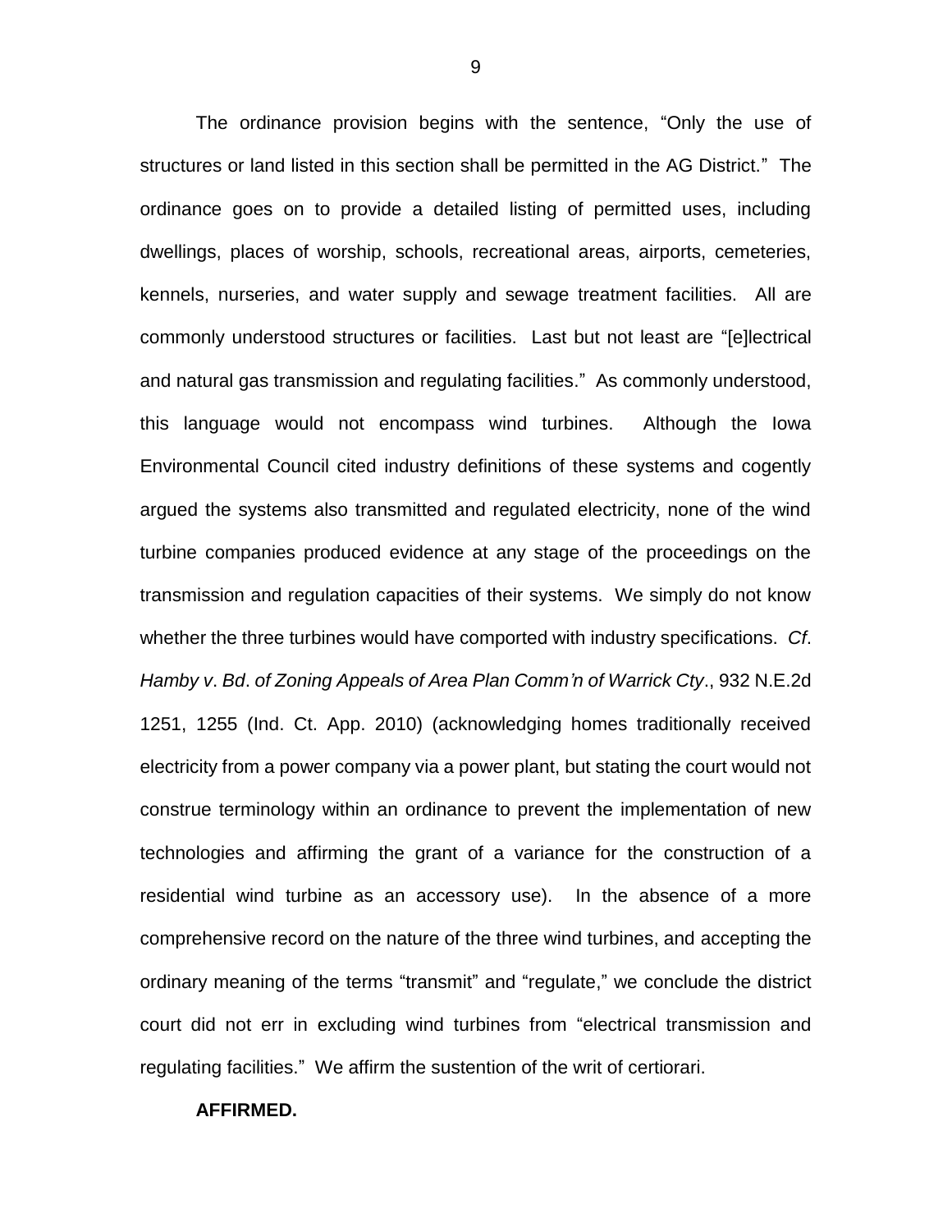The ordinance provision begins with the sentence, "Only the use of structures or land listed in this section shall be permitted in the AG District." The ordinance goes on to provide a detailed listing of permitted uses, including dwellings, places of worship, schools, recreational areas, airports, cemeteries, kennels, nurseries, and water supply and sewage treatment facilities. All are commonly understood structures or facilities. Last but not least are "[e]lectrical and natural gas transmission and regulating facilities." As commonly understood, this language would not encompass wind turbines. Although the Iowa Environmental Council cited industry definitions of these systems and cogently argued the systems also transmitted and regulated electricity, none of the wind turbine companies produced evidence at any stage of the proceedings on the transmission and regulation capacities of their systems. We simply do not know whether the three turbines would have comported with industry specifications. *Cf*. *Hamby v*. *Bd*. *of Zoning Appeals of Area Plan Comm'n of Warrick Cty*., 932 N.E.2d 1251, 1255 (Ind. Ct. App. 2010) (acknowledging homes traditionally received electricity from a power company via a power plant, but stating the court would not construe terminology within an ordinance to prevent the implementation of new technologies and affirming the grant of a variance for the construction of a residential wind turbine as an accessory use). In the absence of a more comprehensive record on the nature of the three wind turbines, and accepting the ordinary meaning of the terms "transmit" and "regulate," we conclude the district court did not err in excluding wind turbines from "electrical transmission and regulating facilities." We affirm the sustention of the writ of certiorari.

**AFFIRMED.**